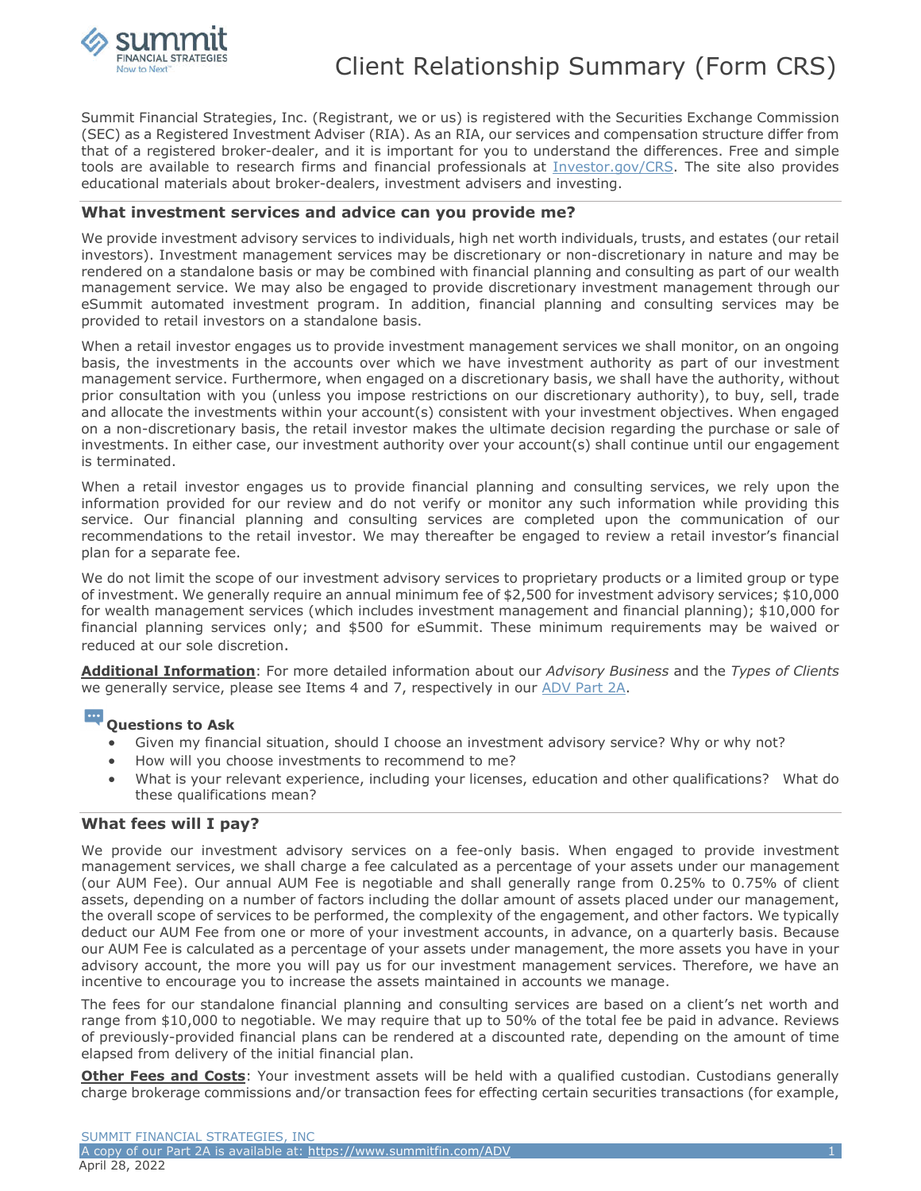# Client Relationship Summary (Form CRS)

Summit Financial Strategies, Inc. (Registrant, we or us) is registered with the Securities Exchange Commission (SEC) as a Registered Investment Adviser (RIA). As an RIA, our services and compensation structure differ from that of a registered broker-dealer, and it is important for you to understand the differences. Free and simple tools are available to research firms and financial professionals at [Investor.gov/CRS](https://Investor.gov/CRS). The site also provides educational materials about broker-dealers, investment advisers and investing.

## What investment services and advice can you provide me?

We provide investment advisory services to individuals, high net worth individuals, trusts, and estates (our retail investors). Investment management services may be discretionary or non-discretionary in nature and may be rendered on a standalone basis or may be combined with financial planning and consulting as part of our wealth management service. We may also be engaged to provide discretionary investment management through our eSummit automated investment program. In addition, financial planning and consulting services may be provided to retail investors on a standalone basis.

When a retail investor engages us to provide investment management services we shall monitor, on an ongoing basis, the investments in the accounts over which we have investment authority as part of our investment management service. Furthermore, when engaged on a discretionary basis, we shall have the authority, without prior consultation with you (unless you impose restrictions on our discretionary authority), to buy, sell, trade and allocate the investments within your account(s) consistent with your investment objectives. When engaged on a non-discretionary basis, the retail investor makes the ultimate decision regarding the purchase or sale of investments. In either case, our investment authority over your account(s) shall continue until our engagement is terminated.

When a retail investor engages us to provide financial planning and consulting services, we rely upon the information provided for our review and do not verify or monitor any such information while providing this service. Our financial planning and consulting services are completed upon the communication of our recommendations to the retail investor. We may thereafter be engaged to review a retail investor's financial plan for a separate fee.

We do not limit the scope of our investment advisory services to proprietary products or a limited group or type of investment. We generally require an annual minimum fee of $2,500 for investment advisory services; $10,000 for wealth management services (which includes investment management and financial planning); $10,000 for financial planning services only; and $500 for eSummit. These minimum requirements may be waived or reduced at our sole discretion.

**Additional Information**: For more detailed information about our *Advisory Business* and the *Types of Clients* we generally service, please see Items 4 and 7, respectively in our [ADV Part 2A](https://www.summitfin.com/ADV).

**Questions to Ask**

- Given my financial situation, should I choose an investment advisory service? Why or why not?
- How will you choose investments to recommend to me?
- What is your relevant experience, including your licenses, education and other qualifications? What do these qualifications mean?

## What fees will I pay?

We provide our investment advisory services on a fee-only basis. When engaged to provide investment management services, we shall charge a fee calculated as a percentage of your assets under our management (our AUM Fee). Our annual AUM Fee is negotiable and shall generally range from 0.25% to 0.75% of client assets, depending on a number of factors including the dollar amount of assets placed under our management, the overall scope of services to be performed, the complexity of the engagement, and other factors. We typically deduct our AUM Fee from one or more of your investment accounts, in advance, on a quarterly basis. Because our AUM Fee is calculated as a percentage of your assets under management, the more assets you have in your advisory account, the more you will pay us for our investment management services. Therefore, we have an incentive to encourage you to increase the assets maintained in accounts we manage.

The fees for our standalone financial planning and consulting services are based on a client's net worth and range from $10,000 to negotiable. We may require that up to 50% of the total fee be paid in advance. Reviews of previously-provided financial plans can be rendered at a discounted rate, depending on the amount of time elapsed from delivery of the initial financial plan.

**Other Fees and Costs**: Your investment assets will be held with a qualified custodian. Custodians generally charge brokerage commissions and/or transaction fees for effecting certain securities transactions (for example,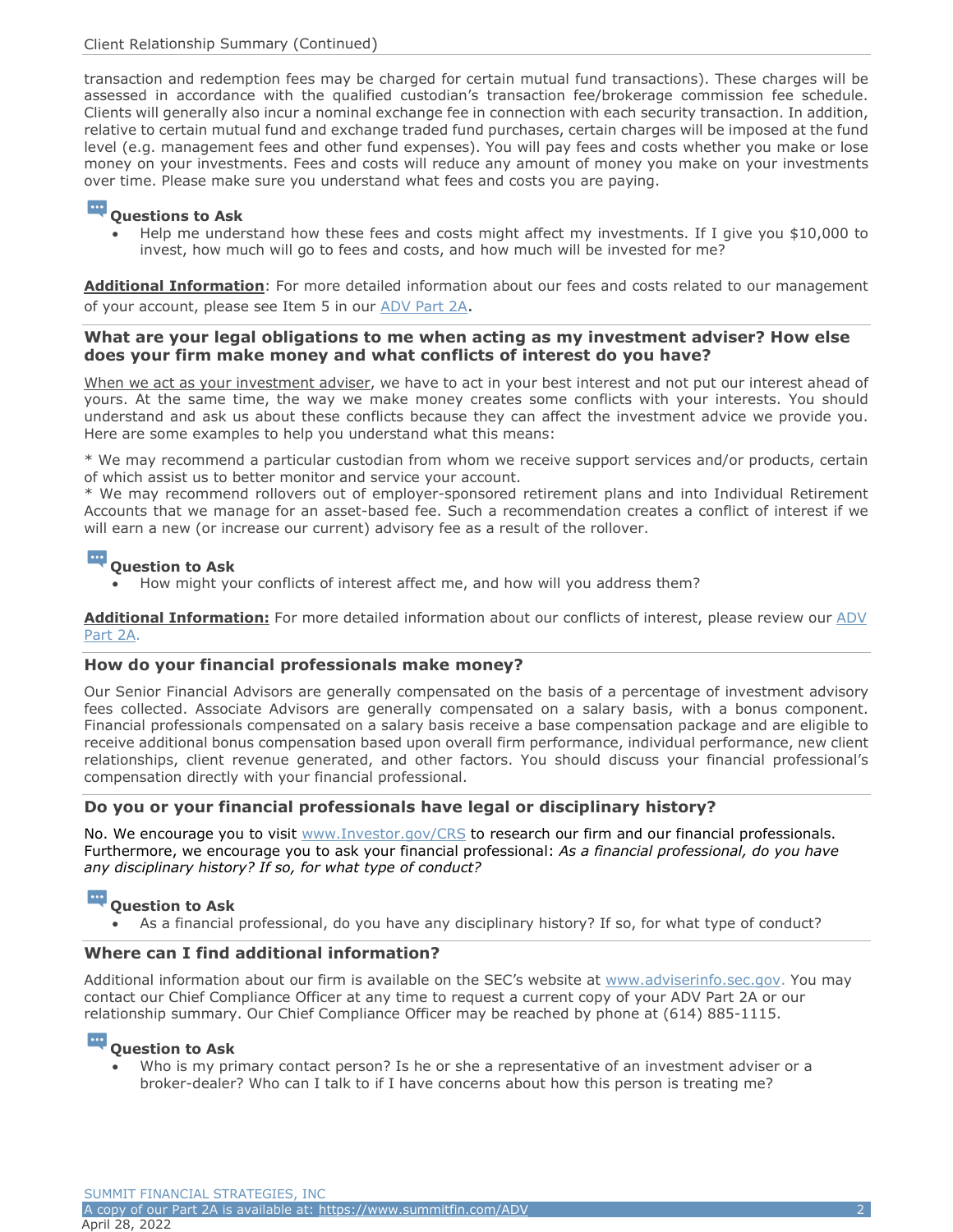transaction and redemption fees may be charged for certain mutual fund transactions). These charges will be assessed in accordance with the qualified custodian's transaction fee/brokerage commission fee schedule. Clients will generally also incur a nominal exchange fee in connection with each security transaction. In addition, relative to certain mutual fund and exchange traded fund purchases, certain charges will be imposed at the fund level (e.g. management fees and other fund expenses). You will pay fees and costs whether you make or lose money on your investments. Fees and costs will reduce any amount of money you make on your investments over time. Please make sure you understand what fees and costs you are paying.

**Questions to Ask**

- Help me understand how these fees and costs might affect my investments. If I give you $10,000 to invest, how much will go to fees and costs, and how much will be invested for me?

**Additional Information**: For more detailed information about our fees and costs related to our management of your account, please see Item 5 in our ADV Part 2A.

### What are your legal obligations to me when acting as my investment adviser? How else does your firm make money and what conflicts of interest do you have?

When we act as your investment adviser, we have to act in your best interest and not put our interest ahead of yours. At the same time, the way we make money creates some conflicts with your interests. You should understand and ask us about these conflicts because they can affect the investment advice we provide you. Here are some examples to help you understand what this means:

* We may recommend a particular custodian from whom we receive support services and/or products, certain of which assist us to better monitor and service your account.
* We may recommend rollovers out of employer-sponsored retirement plans and into Individual Retirement Accounts that we manage for an asset-based fee. Such a recommendation creates a conflict of interest if we will earn a new (or increase our current) advisory fee as a result of the rollover.

**Question to Ask**

- How might your conflicts of interest affect me, and how will you address them?

**Additional Information:** For more detailed information about our conflicts of interest, please review our ADV Part 2A.

### How do your financial professionals make money?

Our Senior Financial Advisors are generally compensated on the basis of a percentage of investment advisory fees collected. Associate Advisors are generally compensated on a salary basis, with a bonus component. Financial professionals compensated on a salary basis receive a base compensation package and are eligible to receive additional bonus compensation based upon overall firm performance, individual performance, new client relationships, client revenue generated, and other factors. You should discuss your financial professional's compensation directly with your financial professional.

### Do you or your financial professionals have legal or disciplinary history?

No. We encourage you to visit www.Investor.gov/CRS to research our firm and our financial professionals. Furthermore, we encourage you to ask your financial professional: *As a financial professional, do you have any disciplinary history? If so, for what type of conduct?*

**Question to Ask**

- As a financial professional, do you have any disciplinary history? If so, for what type of conduct?

### Where can I find additional information?

Additional information about our firm is available on the SEC's website at www.adviserinfo.sec.gov. You may contact our Chief Compliance Officer at any time to request a current copy of your ADV Part 2A or our relationship summary. Our Chief Compliance Officer may be reached by phone at (614) 885-1115.

**Question to Ask**

- Who is my primary contact person? Is he or she a representative of an investment adviser or a broker-dealer? Who can I talk to if I have concerns about how this person is treating me?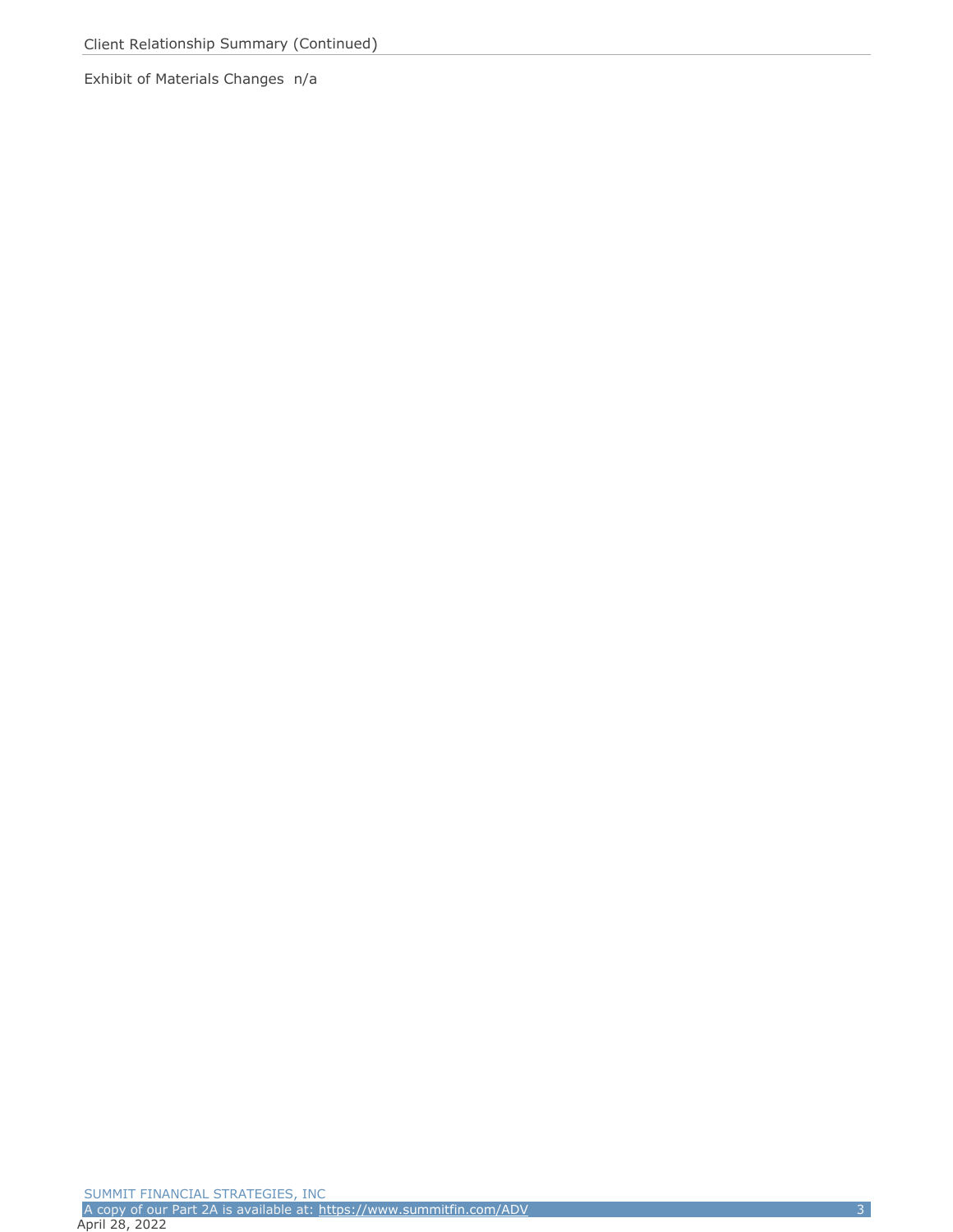Exhibit of Materials Changes n/a